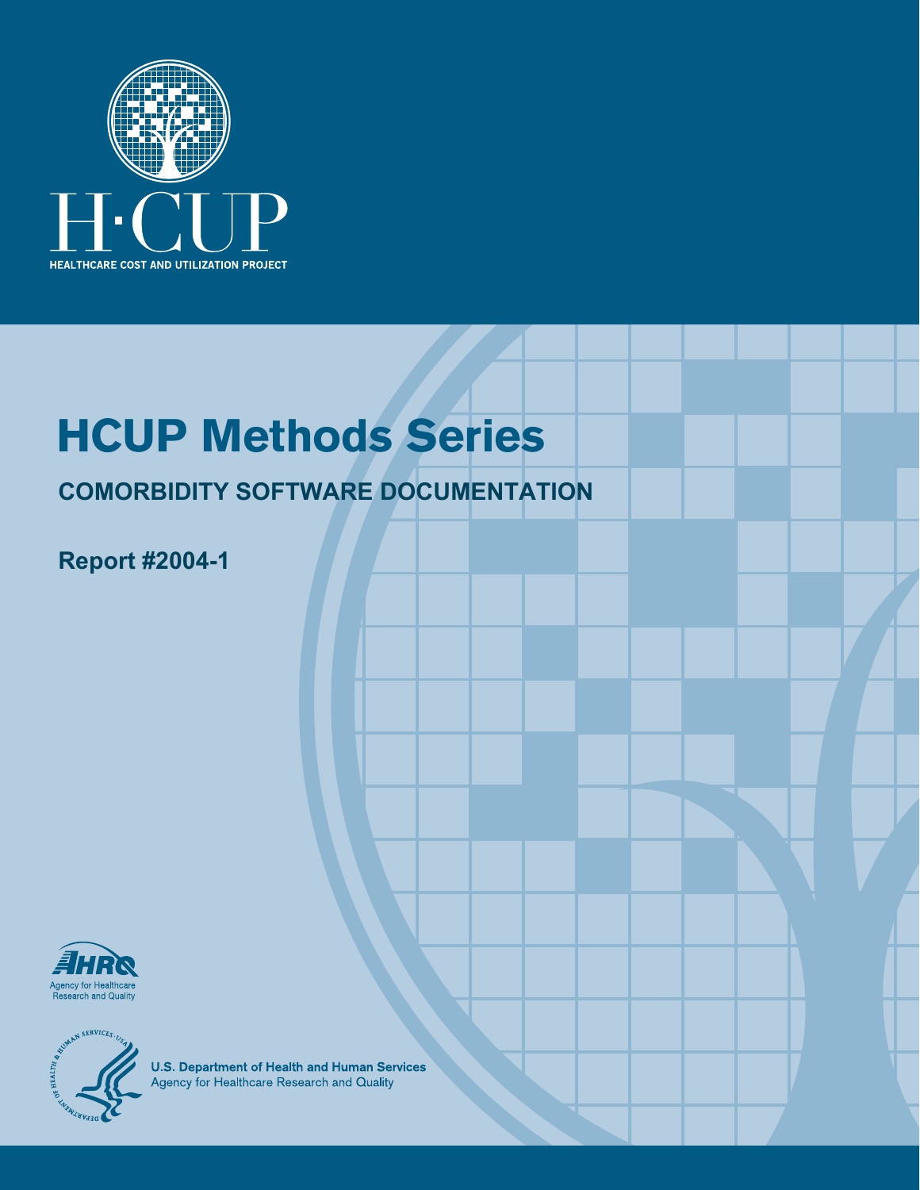H·CUP

HEALTHCARE COST AND UTILIZATION PROJECT

# HCUP Methods Series

## COMORBIDITY SOFTWARE DOCUMENTATION

**Report #2004-1**

AHRQ
Agency for Healthcare Research and Quality

**U.S. Department of Health and Human Services**
Agency for Healthcare Research and Quality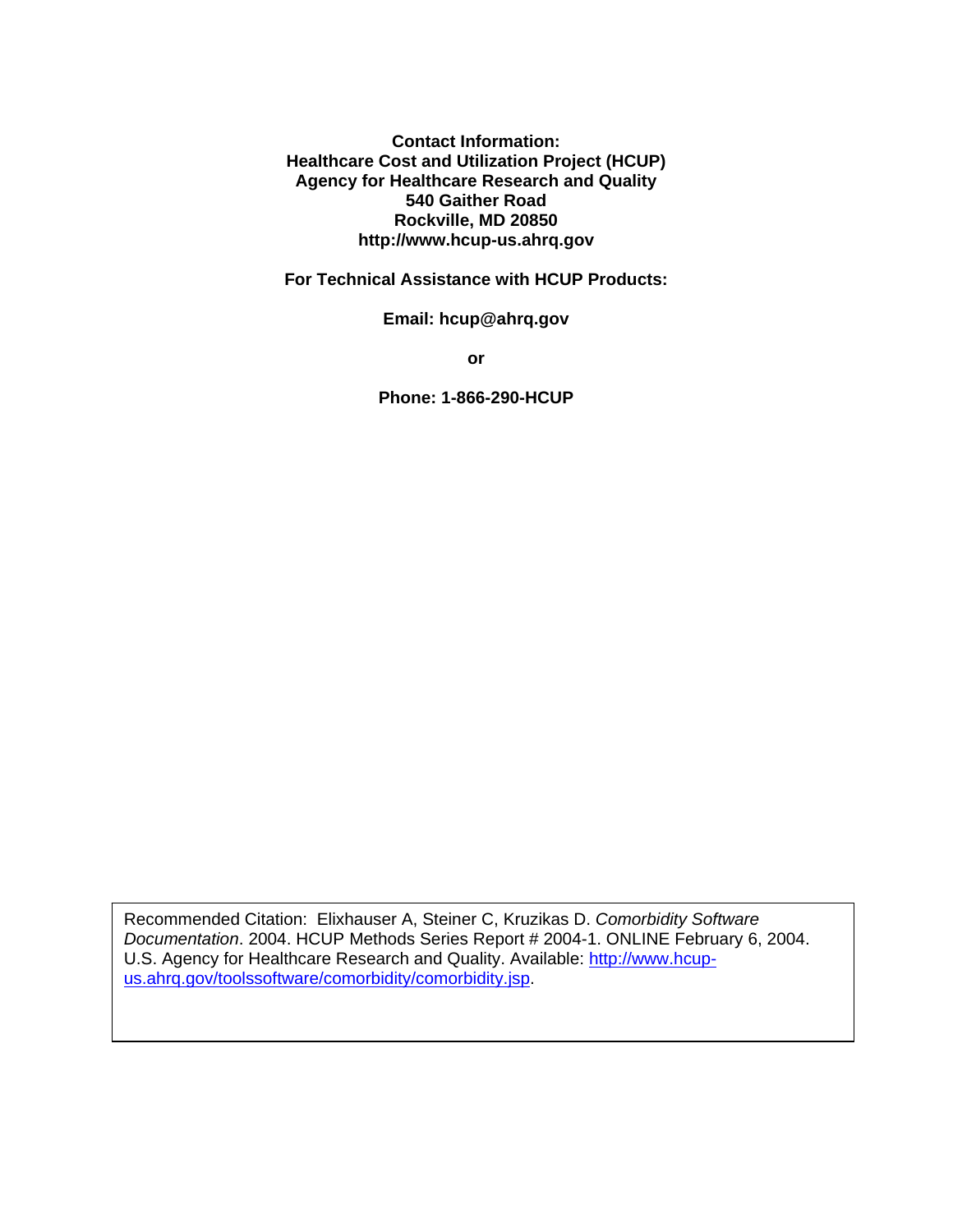**Contact Information:**
**Healthcare Cost and Utilization Project (HCUP)**
**Agency for Healthcare Research and Quality**
**540 Gaither Road**
**Rockville, MD 20850**
**http://www.hcup-us.ahrq.gov**

**For Technical Assistance with HCUP Products:**

**Email: hcup@ahrq.gov**

**or**

**Phone: 1-866-290-HCUP**

Recommended Citation: Elixhauser A, Steiner C, Kruzikas D. *Comorbidity Software Documentation*. 2004. HCUP Methods Series Report # 2004-1. ONLINE February 6, 2004. U.S. Agency for Healthcare Research and Quality. Available: [http://www.hcup-us.ahrq.gov/toolssoftware/comorbidity/comorbidity.jsp](http://www.hcup-us.ahrq.gov/toolssoftware/comorbidity/comorbidity.jsp).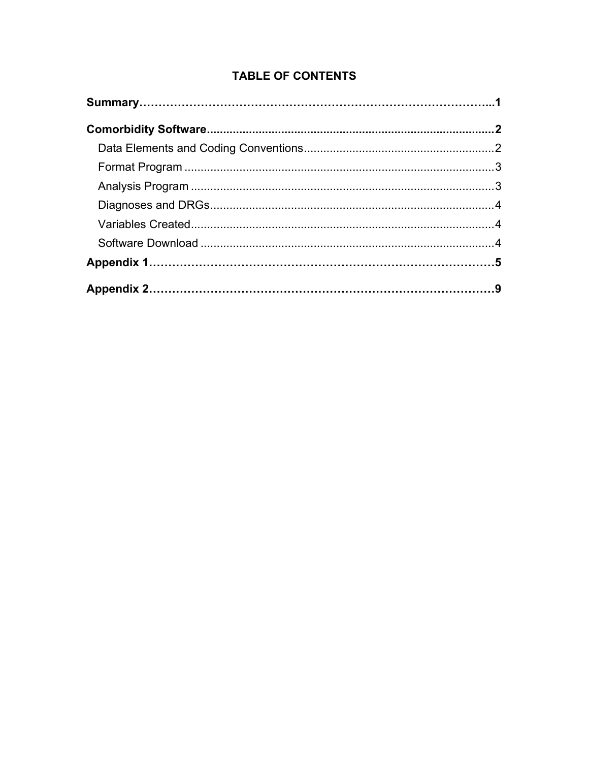## TABLE OF CONTENTS

**Summary……………………………………………………………………………...1**

**Comorbidity Software........................................................................................2**

- Data Elements and Coding Conventions..........................................................2
- Format Program ................................................................................................3
- Analysis Program ..............................................................................................3
- Diagnoses and DRGs........................................................................................4
- Variables Created..............................................................................................4
- Software Download ...........................................................................................4

**Appendix 1………………………………………………………………………………5**

**Appendix 2………………………………………………………………………………9**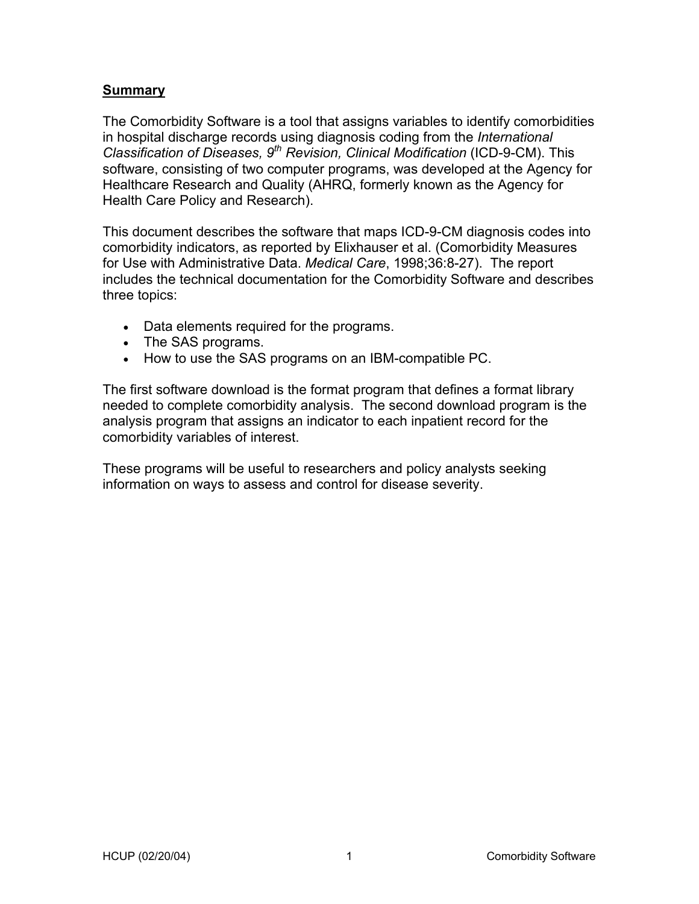**Summary**

The Comorbidity Software is a tool that assigns variables to identify comorbidities in hospital discharge records using diagnosis coding from the *International Classification of Diseases, 9th Revision, Clinical Modification* (ICD-9-CM). This software, consisting of two computer programs, was developed at the Agency for Healthcare Research and Quality (AHRQ, formerly known as the Agency for Health Care Policy and Research).

This document describes the software that maps ICD-9-CM diagnosis codes into comorbidity indicators, as reported by Elixhauser et al. (Comorbidity Measures for Use with Administrative Data. *Medical Care*, 1998;36:8-27). The report includes the technical documentation for the Comorbidity Software and describes three topics:

- Data elements required for the programs.
- The SAS programs.
- How to use the SAS programs on an IBM-compatible PC.

The first software download is the format program that defines a format library needed to complete comorbidity analysis. The second download program is the analysis program that assigns an indicator to each inpatient record for the comorbidity variables of interest.

These programs will be useful to researchers and policy analysts seeking information on ways to assess and control for disease severity.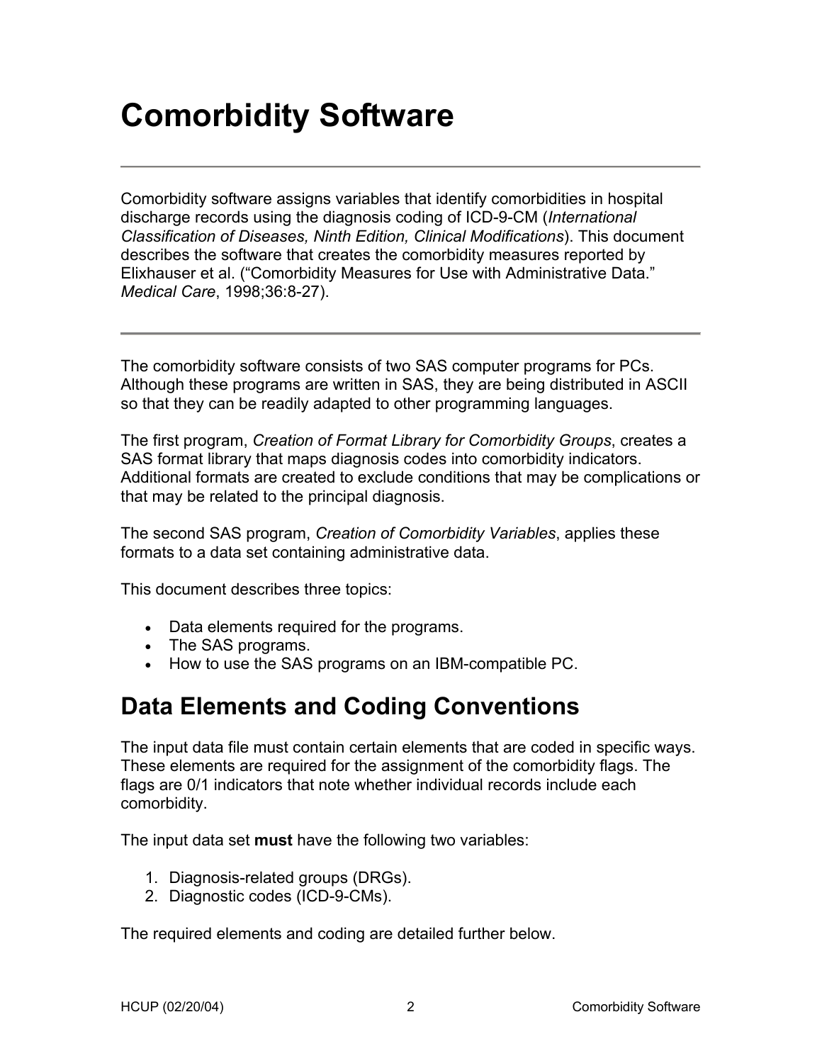# Comorbidity Software

---

Comorbidity software assigns variables that identify comorbidities in hospital discharge records using the diagnosis coding of ICD-9-CM (*International Classification of Diseases, Ninth Edition, Clinical Modifications*). This document describes the software that creates the comorbidity measures reported by Elixhauser et al. ("Comorbidity Measures for Use with Administrative Data." *Medical Care*, 1998;36:8-27).

---

The comorbidity software consists of two SAS computer programs for PCs. Although these programs are written in SAS, they are being distributed in ASCII so that they can be readily adapted to other programming languages.

The first program, *Creation of Format Library for Comorbidity Groups*, creates a SAS format library that maps diagnosis codes into comorbidity indicators. Additional formats are created to exclude conditions that may be complications or that may be related to the principal diagnosis.

The second SAS program, *Creation of Comorbidity Variables*, applies these formats to a data set containing administrative data.

This document describes three topics:

- Data elements required for the programs.
- The SAS programs.
- How to use the SAS programs on an IBM-compatible PC.

## Data Elements and Coding Conventions

The input data file must contain certain elements that are coded in specific ways. These elements are required for the assignment of the comorbidity flags. The flags are 0/1 indicators that note whether individual records include each comorbidity.

The input data set **must** have the following two variables:

1. Diagnosis-related groups (DRGs).
2. Diagnostic codes (ICD-9-CMs).

The required elements and coding are detailed further below.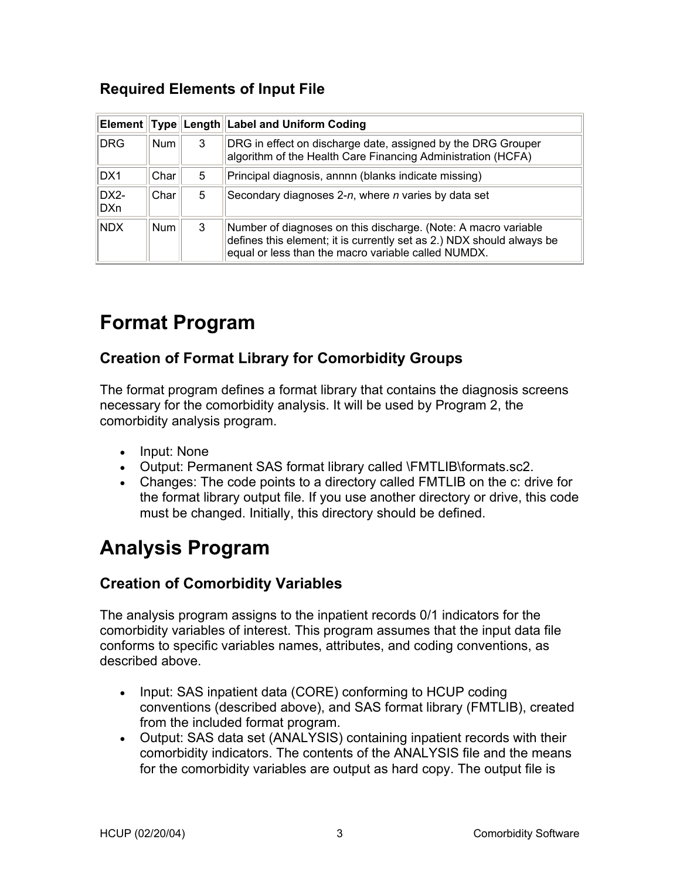### Required Elements of Input File

| Element | Type | Length | Label and Uniform Coding |
|---|---|---|---|
| DRG | Num | 3 | DRG in effect on discharge date, assigned by the DRG Grouper algorithm of the Health Care Financing Administration (HCFA) |
| DX1 | Char | 5 | Principal diagnosis, annnn (blanks indicate missing) |
| DX2-DXn | Char | 5 | Secondary diagnoses 2-*n*, where *n* varies by data set |
| NDX | Num | 3 | Number of diagnoses on this discharge. (Note: A macro variable defines this element; it is currently set as 2.) NDX should always be equal or less than the macro variable called NUMDX. |

# Format Program

### Creation of Format Library for Comorbidity Groups

The format program defines a format library that contains the diagnosis screens necessary for the comorbidity analysis. It will be used by Program 2, the comorbidity analysis program.

- Input: None
- Output: Permanent SAS format library called \FMTLIB\formats.sc2.
- Changes: The code points to a directory called FMTLIB on the c: drive for the format library output file. If you use another directory or drive, this code must be changed. Initially, this directory should be defined.

# Analysis Program

### Creation of Comorbidity Variables

The analysis program assigns to the inpatient records 0/1 indicators for the comorbidity variables of interest. This program assumes that the input data file conforms to specific variables names, attributes, and coding conventions, as described above.

- Input: SAS inpatient data (CORE) conforming to HCUP coding conventions (described above), and SAS format library (FMTLIB), created from the included format program.
- Output: SAS data set (ANALYSIS) containing inpatient records with their comorbidity indicators. The contents of the ANALYSIS file and the means for the comorbidity variables are output as hard copy. The output file is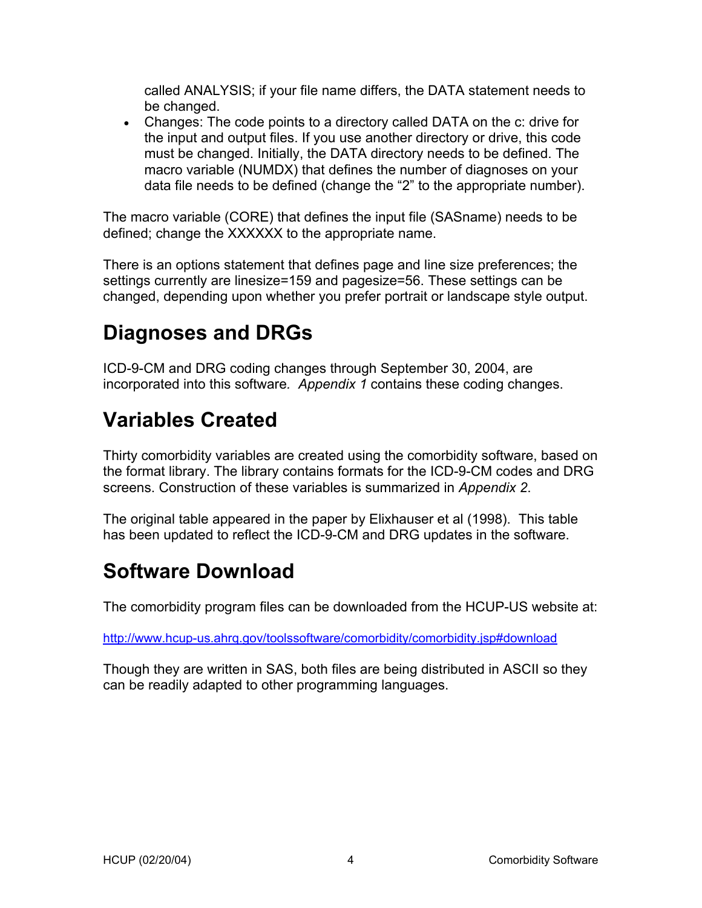called ANALYSIS; if your file name differs, the DATA statement needs to be changed.

- Changes: The code points to a directory called DATA on the c: drive for the input and output files. If you use another directory or drive, this code must be changed. Initially, the DATA directory needs to be defined. The macro variable (NUMDX) that defines the number of diagnoses on your data file needs to be defined (change the "2" to the appropriate number).

The macro variable (CORE) that defines the input file (SASname) needs to be defined; change the XXXXXX to the appropriate name.

There is an options statement that defines page and line size preferences; the settings currently are linesize=159 and pagesize=56. These settings can be changed, depending upon whether you prefer portrait or landscape style output.

# Diagnoses and DRGs

ICD-9-CM and DRG coding changes through September 30, 2004, are incorporated into this software. *Appendix 1* contains these coding changes.

# Variables Created

Thirty comorbidity variables are created using the comorbidity software, based on the format library. The library contains formats for the ICD-9-CM codes and DRG screens. Construction of these variables is summarized in *Appendix 2*.

The original table appeared in the paper by Elixhauser et al (1998). This table has been updated to reflect the ICD-9-CM and DRG updates in the software.

# Software Download

The comorbidity program files can be downloaded from the HCUP-US website at:

http://www.hcup-us.ahrq.gov/toolssoftware/comorbidity/comorbidity.jsp#download

Though they are written in SAS, both files are being distributed in ASCII so they can be readily adapted to other programming languages.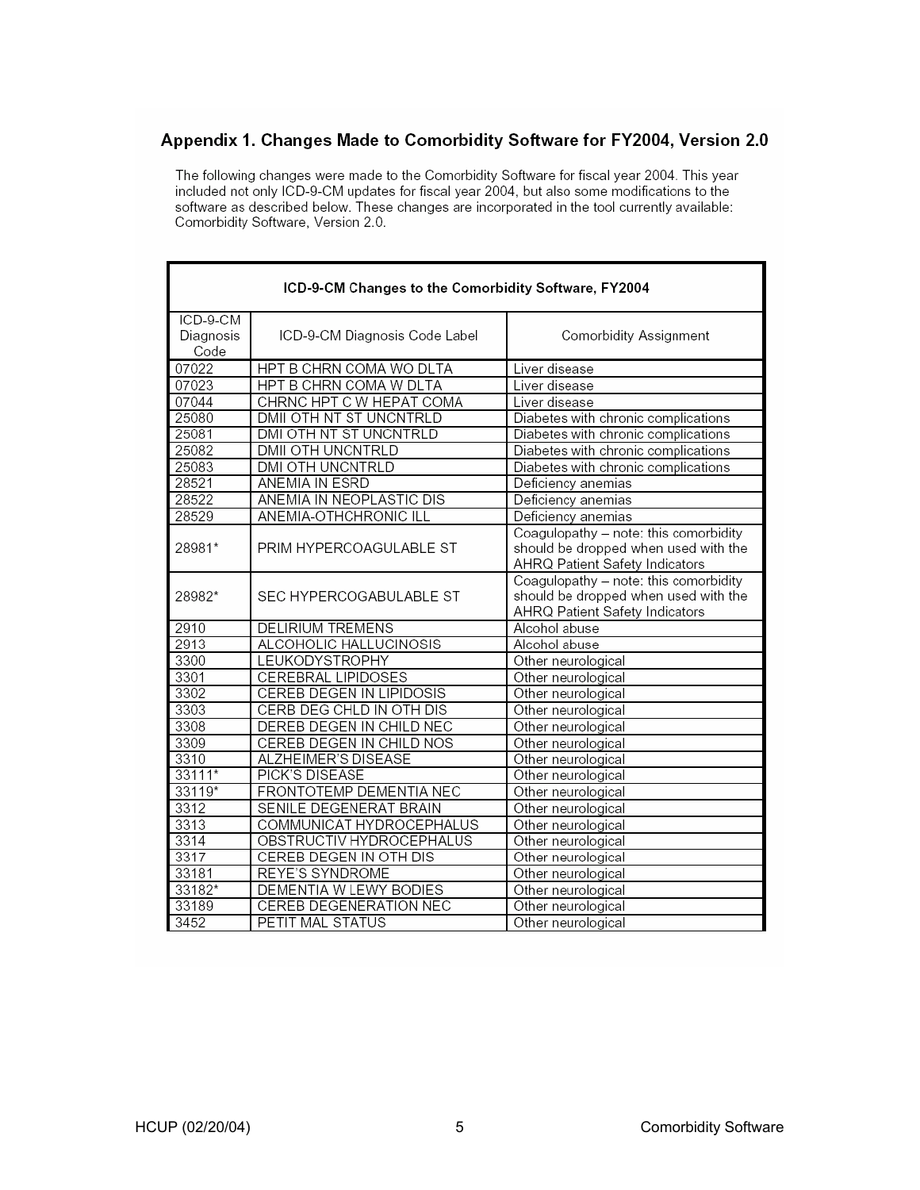## Appendix 1. Changes Made to Comorbidity Software for FY2004, Version 2.0

The following changes were made to the Comorbidity Software for fiscal year 2004. This year included not only ICD-9-CM updates for fiscal year 2004, but also some modifications to the software as described below. These changes are incorporated in the tool currently available: Comorbidity Software, Version 2.0.

**ICD-9-CM Changes to the Comorbidity Software, FY2004**

| ICD-9-CM Diagnosis Code | ICD-9-CM Diagnosis Code Label | Comorbidity Assignment |
|---|---|---|
| 07022 | HPT B CHRN COMA WO DLTA | Liver disease |
| 07023 | HPT B CHRN COMA W DLTA | Liver disease |
| 07044 | CHRNC HPT C W HEPAT COMA | Liver disease |
| 25080 | DMII OTH NT ST UNCNTRLD | Diabetes with chronic complications |
| 25081 | DMI OTH NT ST UNCNTRLD | Diabetes with chronic complications |
| 25082 | DMII OTH UNCNTRLD | Diabetes with chronic complications |
| 25083 | DMI OTH UNCNTRLD | Diabetes with chronic complications |
| 28521 | ANEMIA IN ESRD | Deficiency anemias |
| 28522 | ANEMIA IN NEOPLASTIC DIS | Deficiency anemias |
| 28529 | ANEMIA-OTHCHRONIC ILL | Deficiency anemias |
| 28981* | PRIM HYPERCOAGULABLE ST | Coagulopathy – note: this comorbidity should be dropped when used with the AHRQ Patient Safety Indicators |
| 28982* | SEC HYPERCOGABULABLE ST | Coagulopathy – note: this comorbidity should be dropped when used with the AHRQ Patient Safety Indicators |
| 2910 | DELIRIUM TREMENS | Alcohol abuse |
| 2913 | ALCOHOLIC HALLUCINOSIS | Alcohol abuse |
| 3300 | LEUKODYSTROPHY | Other neurological |
| 3301 | CEREBRAL LIPIDOSES | Other neurological |
| 3302 | CEREB DEGEN IN LIPIDOSIS | Other neurological |
| 3303 | CERB DEG CHLD IN OTH DIS | Other neurological |
| 3308 | DEREB DEGEN IN CHILD NEC | Other neurological |
| 3309 | CEREB DEGEN IN CHILD NOS | Other neurological |
| 3310 | ALZHEIMER'S DISEASE | Other neurological |
| 33111* | PICK'S DISEASE | Other neurological |
| 33119* | FRONTOTEMP DEMENTIA NEC | Other neurological |
| 3312 | SENILE DEGENERAT BRAIN | Other neurological |
| 3313 | COMMUNICAT HYDROCEPHALUS | Other neurological |
| 3314 | OBSTRUCTIV HYDROCEPHALUS | Other neurological |
| 3317 | CEREB DEGEN IN OTH DIS | Other neurological |
| 33181 | REYE'S SYNDROME | Other neurological |
| 33182* | DEMENTIA W LEWY BODIES | Other neurological |
| 33189 | CEREB DEGENERATION NEC | Other neurological |
| 3452 | PETIT MAL STATUS | Other neurological |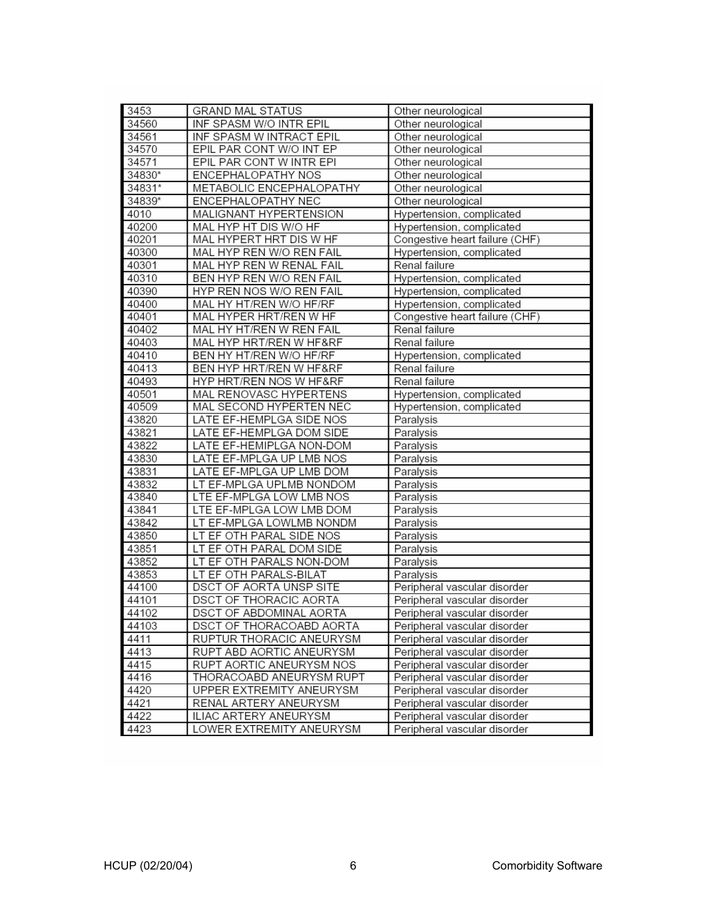| 3453 | GRAND MAL STATUS | Other neurological |
|---|---|---|
| 34560 | INF SPASM W/O INTR EPIL | Other neurological |
| 34561 | INF SPASM W INTRACT EPIL | Other neurological |
| 34570 | EPIL PAR CONT W/O INT EP | Other neurological |
| 34571 | EPIL PAR CONT W INTR EPI | Other neurological |
| 34830* | ENCEPHALOPATHY NOS | Other neurological |
| 34831* | METABOLIC ENCEPHALOPATHY | Other neurological |
| 34839* | ENCEPHALOPATHY NEC | Other neurological |
| 4010 | MALIGNANT HYPERTENSION | Hypertension, complicated |
| 40200 | MAL HYP HT DIS W/O HF | Hypertension, complicated |
| 40201 | MAL HYPERT HRT DIS W HF | Congestive heart failure (CHF) |
| 40300 | MAL HYP REN W/O REN FAIL | Hypertension, complicated |
| 40301 | MAL HYP REN W RENAL FAIL | Renal failure |
| 40310 | BEN HYP REN W/O REN FAIL | Hypertension, complicated |
| 40390 | HYP REN NOS W/O REN FAIL | Hypertension, complicated |
| 40400 | MAL HY HT/REN W/O HF/RF | Hypertension, complicated |
| 40401 | MAL HYPER HRT/REN W HF | Congestive heart failure (CHF) |
| 40402 | MAL HY HT/REN W REN FAIL | Renal failure |
| 40403 | MAL HYP HRT/REN W HF&RF | Renal failure |
| 40410 | BEN HY HT/REN W/O HF/RF | Hypertension, complicated |
| 40413 | BEN HYP HRT/REN W HF&RF | Renal failure |
| 40493 | HYP HRT/REN NOS W HF&RF | Renal failure |
| 40501 | MAL RENOVASC HYPERTENS | Hypertension, complicated |
| 40509 | MAL SECOND HYPERTEN NEC | Hypertension, complicated |
| 43820 | LATE EF-HEMPLGA SIDE NOS | Paralysis |
| 43821 | LATE EF-HEMPLGA DOM SIDE | Paralysis |
| 43822 | LATE EF-HEMIPLGA NON-DOM | Paralysis |
| 43830 | LATE EF-MPLGA UP LMB NOS | Paralysis |
| 43831 | LATE EF-MPLGA UP LMB DOM | Paralysis |
| 43832 | LT EF-MPLGA UPLMB NONDOM | Paralysis |
| 43840 | LTE EF-MPLGA LOW LMB NOS | Paralysis |
| 43841 | LTE EF-MPLGA LOW LMB DOM | Paralysis |
| 43842 | LT EF-MPLGA LOWLMB NONDM | Paralysis |
| 43850 | LT EF OTH PARAL SIDE NOS | Paralysis |
| 43851 | LT EF OTH PARAL DOM SIDE | Paralysis |
| 43852 | LT EF OTH PARALS NON-DOM | Paralysis |
| 43853 | LT EF OTH PARALS-BILAT | Paralysis |
| 44100 | DSCT OF AORTA UNSP SITE | Peripheral vascular disorder |
| 44101 | DSCT OF THORACIC AORTA | Peripheral vascular disorder |
| 44102 | DSCT OF ABDOMINAL AORTA | Peripheral vascular disorder |
| 44103 | DSCT OF THORACOABD AORTA | Peripheral vascular disorder |
| 4411 | RUPTUR THORACIC ANEURYSM | Peripheral vascular disorder |
| 4413 | RUPT ABD AORTIC ANEURYSM | Peripheral vascular disorder |
| 4415 | RUPT AORTIC ANEURYSM NOS | Peripheral vascular disorder |
| 4416 | THORACOABD ANEURYSM RUPT | Peripheral vascular disorder |
| 4420 | UPPER EXTREMITY ANEURYSM | Peripheral vascular disorder |
| 4421 | RENAL ARTERY ANEURYSM | Peripheral vascular disorder |
| 4422 | ILIAC ARTERY ANEURYSM | Peripheral vascular disorder |
| 4423 | LOWER EXTREMITY ANEURYSM | Peripheral vascular disorder |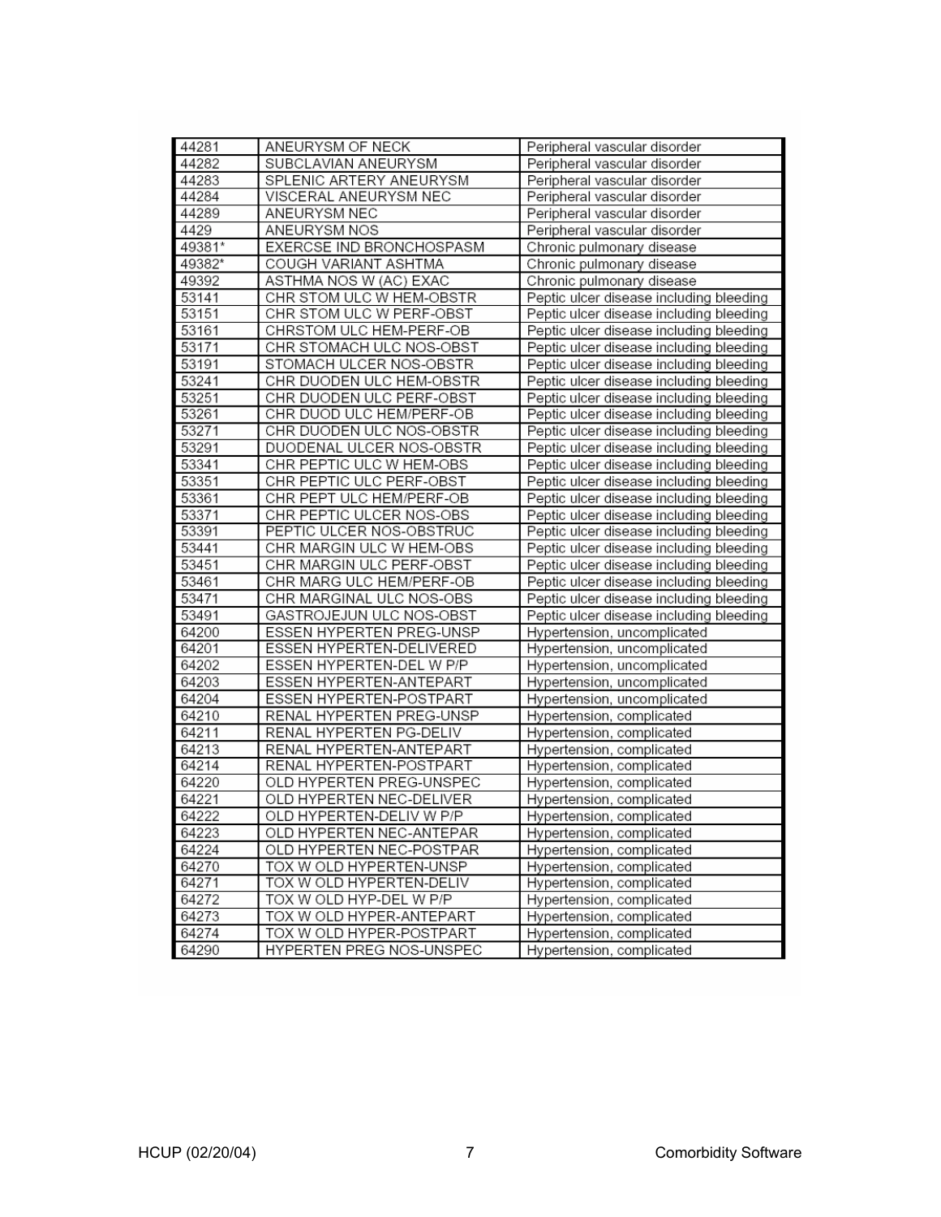| | | |
|---|---|---|
| 44281 | ANEURYSM OF NECK | Peripheral vascular disorder |
| 44282 | SUBCLAVIAN ANEURYSM | Peripheral vascular disorder |
| 44283 | SPLENIC ARTERY ANEURYSM | Peripheral vascular disorder |
| 44284 | VISCERAL ANEURYSM NEC | Peripheral vascular disorder |
| 44289 | ANEURYSM NEC | Peripheral vascular disorder |
| 4429 | ANEURYSM NOS | Peripheral vascular disorder |
| 49381* | EXERCSE IND BRONCHOSPASM | Chronic pulmonary disease |
| 49382* | COUGH VARIANT ASHTMA | Chronic pulmonary disease |
| 49392 | ASTHMA NOS W (AC) EXAC | Chronic pulmonary disease |
| 53141 | CHR STOM ULC W HEM-OBSTR | Peptic ulcer disease including bleeding |
| 53151 | CHR STOM ULC W PERF-OBST | Peptic ulcer disease including bleeding |
| 53161 | CHRSTOM ULC HEM-PERF-OB | Peptic ulcer disease including bleeding |
| 53171 | CHR STOMACH ULC NOS-OBST | Peptic ulcer disease including bleeding |
| 53191 | STOMACH ULCER NOS-OBSTR | Peptic ulcer disease including bleeding |
| 53241 | CHR DUODEN ULC HEM-OBSTR | Peptic ulcer disease including bleeding |
| 53251 | CHR DUODEN ULC PERF-OBST | Peptic ulcer disease including bleeding |
| 53261 | CHR DUOD ULC HEM/PERF-OB | Peptic ulcer disease including bleeding |
| 53271 | CHR DUODEN ULC NOS-OBSTR | Peptic ulcer disease including bleeding |
| 53291 | DUODENAL ULCER NOS-OBSTR | Peptic ulcer disease including bleeding |
| 53341 | CHR PEPTIC ULC W HEM-OBS | Peptic ulcer disease including bleeding |
| 53351 | CHR PEPTIC ULC PERF-OBST | Peptic ulcer disease including bleeding |
| 53361 | CHR PEPT ULC HEM/PERF-OB | Peptic ulcer disease including bleeding |
| 53371 | CHR PEPTIC ULCER NOS-OBS | Peptic ulcer disease including bleeding |
| 53391 | PEPTIC ULCER NOS-OBSTRUC | Peptic ulcer disease including bleeding |
| 53441 | CHR MARGIN ULC W HEM-OBS | Peptic ulcer disease including bleeding |
| 53451 | CHR MARGIN ULC PERF-OBST | Peptic ulcer disease including bleeding |
| 53461 | CHR MARG ULC HEM/PERF-OB | Peptic ulcer disease including bleeding |
| 53471 | CHR MARGINAL ULC NOS-OBS | Peptic ulcer disease including bleeding |
| 53491 | GASTROJEJUN ULC NOS-OBST | Peptic ulcer disease including bleeding |
| 64200 | ESSEN HYPERTEN PREG-UNSP | Hypertension, uncomplicated |
| 64201 | ESSEN HYPERTEN-DELIVERED | Hypertension, uncomplicated |
| 64202 | ESSEN HYPERTEN-DEL W P/P | Hypertension, uncomplicated |
| 64203 | ESSEN HYPERTEN-ANTEPART | Hypertension, uncomplicated |
| 64204 | ESSEN HYPERTEN-POSTPART | Hypertension, uncomplicated |
| 64210 | RENAL HYPERTEN PREG-UNSP | Hypertension, complicated |
| 64211 | RENAL HYPERTEN PG-DELIV | Hypertension, complicated |
| 64213 | RENAL HYPERTEN-ANTEPART | Hypertension, complicated |
| 64214 | RENAL HYPERTEN-POSTPART | Hypertension, complicated |
| 64220 | OLD HYPERTEN PREG-UNSPEC | Hypertension, complicated |
| 64221 | OLD HYPERTEN NEC-DELIVER | Hypertension, complicated |
| 64222 | OLD HYPERTEN-DELIV W P/P | Hypertension, complicated |
| 64223 | OLD HYPERTEN NEC-ANTEPAR | Hypertension, complicated |
| 64224 | OLD HYPERTEN NEC-POSTPAR | Hypertension, complicated |
| 64270 | TOX W OLD HYPERTEN-UNSP | Hypertension, complicated |
| 64271 | TOX W OLD HYPERTEN-DELIV | Hypertension, complicated |
| 64272 | TOX W OLD HYP-DEL W P/P | Hypertension, complicated |
| 64273 | TOX W OLD HYPER-ANTEPART | Hypertension, complicated |
| 64274 | TOX W OLD HYPER-POSTPART | Hypertension, complicated |
| 64290 | HYPERTEN PREG NOS-UNSPEC | Hypertension, complicated |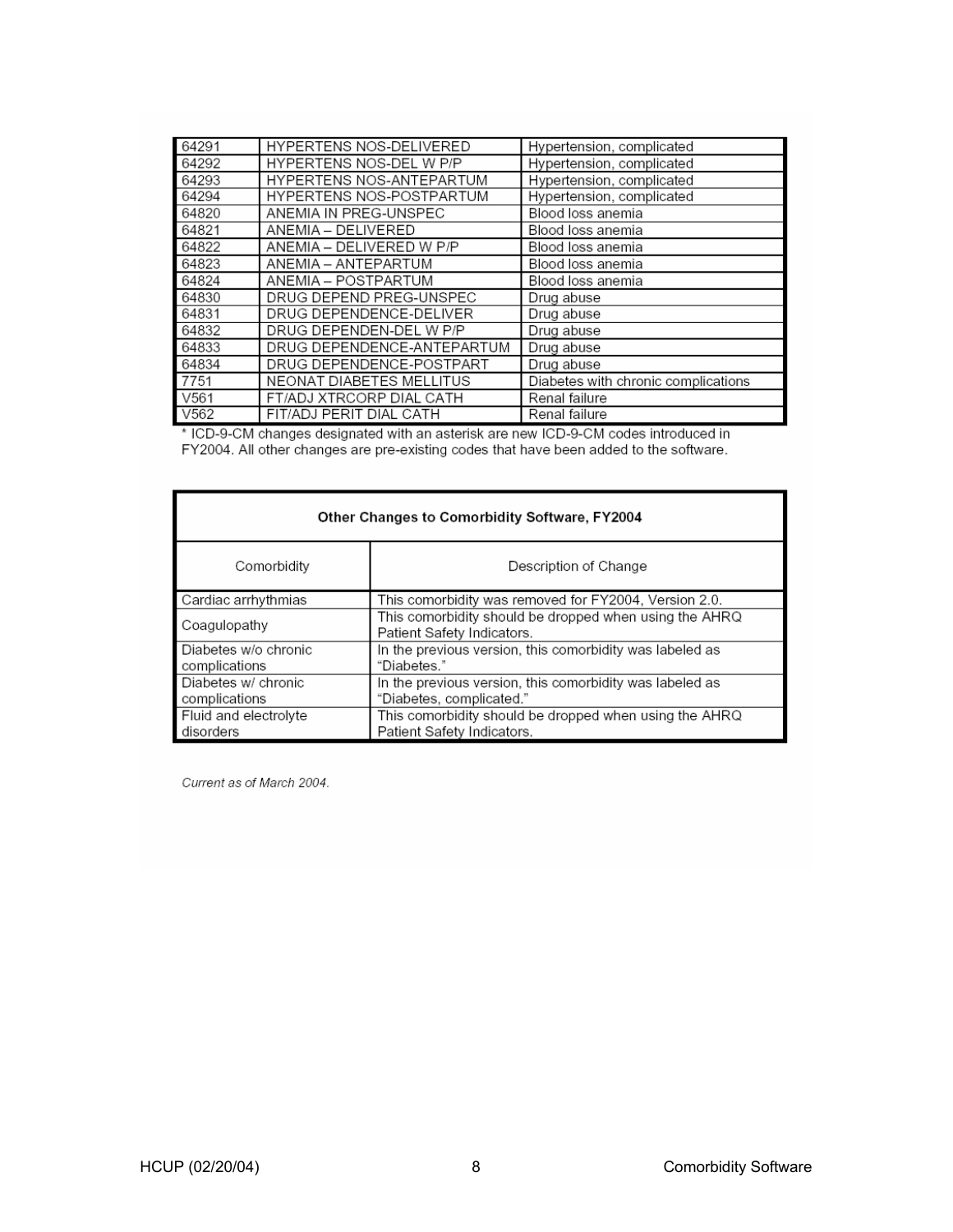| | | |
|---|---|---|
| 64291 | HYPERTENS NOS-DELIVERED | Hypertension, complicated |
| 64292 | HYPERTENS NOS-DEL W P/P | Hypertension, complicated |
| 64293 | HYPERTENS NOS-ANTEPARTUM | Hypertension, complicated |
| 64294 | HYPERTENS NOS-POSTPARTUM | Hypertension, complicated |
| 64820 | ANEMIA IN PREG-UNSPEC | Blood loss anemia |
| 64821 | ANEMIA – DELIVERED | Blood loss anemia |
| 64822 | ANEMIA – DELIVERED W P/P | Blood loss anemia |
| 64823 | ANEMIA – ANTEPARTUM | Blood loss anemia |
| 64824 | ANEMIA – POSTPARTUM | Blood loss anemia |
| 64830 | DRUG DEPEND PREG-UNSPEC | Drug abuse |
| 64831 | DRUG DEPENDENCE-DELIVER | Drug abuse |
| 64832 | DRUG DEPENDEN-DEL W P/P | Drug abuse |
| 64833 | DRUG DEPENDENCE-ANTEPARTUM | Drug abuse |
| 64834 | DRUG DEPENDENCE-POSTPART | Drug abuse |
| 7751 | NEONAT DIABETES MELLITUS | Diabetes with chronic complications |
| V561 | FT/ADJ XTRCORP DIAL CATH | Renal failure |
| V562 | FIT/ADJ PERIT DIAL CATH | Renal failure |

* ICD-9-CM changes designated with an asterisk are new ICD-9-CM codes introduced in FY2004. All other changes are pre-existing codes that have been added to the software.

**Other Changes to Comorbidity Software, FY2004**

| Comorbidity | Description of Change |
|---|---|
| Cardiac arrhythmias | This comorbidity was removed for FY2004, Version 2.0. |
| Coagulopathy | This comorbidity should be dropped when using the AHRQ Patient Safety Indicators. |
| Diabetes w/o chronic complications | In the previous version, this comorbidity was labeled as "Diabetes." |
| Diabetes w/ chronic complications | In the previous version, this comorbidity was labeled as "Diabetes, complicated." |
| Fluid and electrolyte disorders | This comorbidity should be dropped when using the AHRQ Patient Safety Indicators. |

*Current as of March 2004.*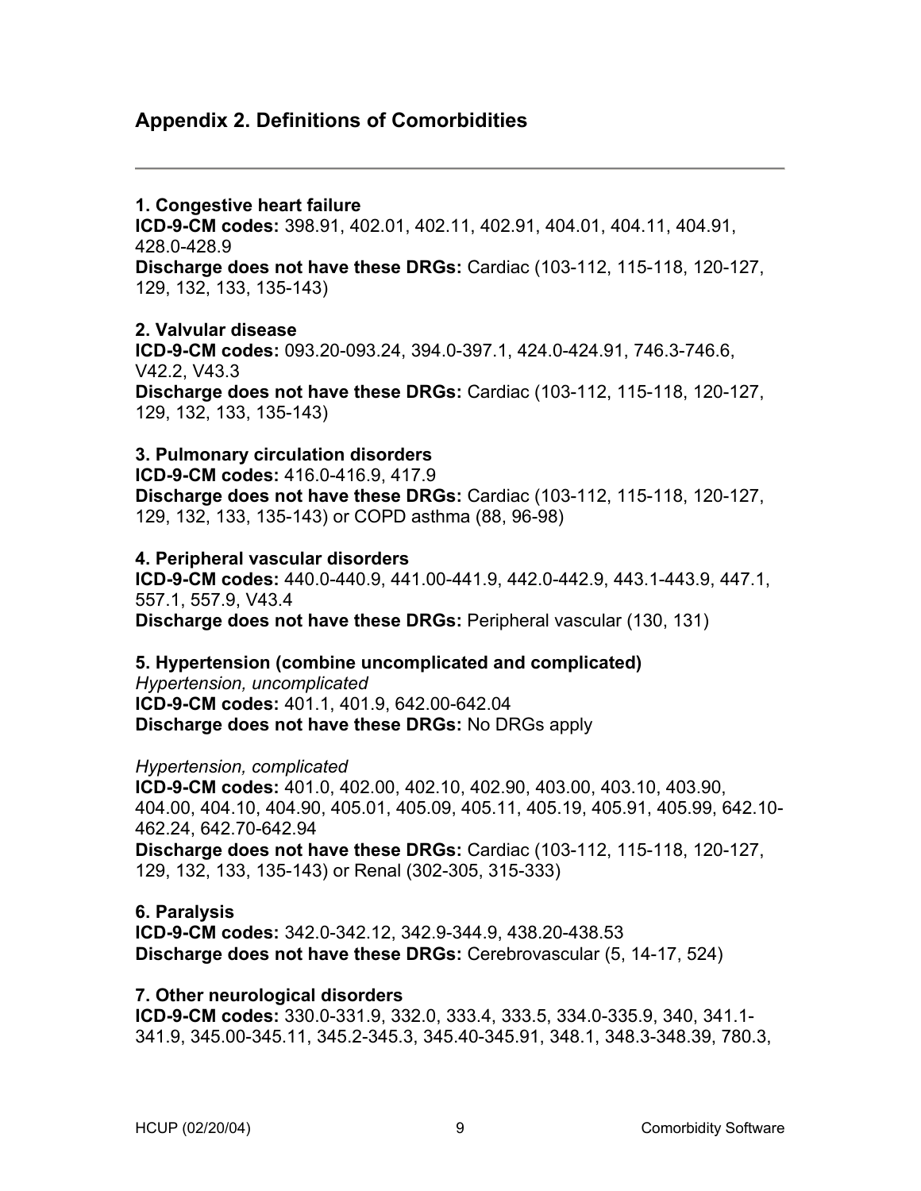## Appendix 2. Definitions of Comorbidities

**1. Congestive heart failure**
**ICD-9-CM codes:** 398.91, 402.01, 402.11, 402.91, 404.01, 404.11, 404.91, 428.0-428.9
**Discharge does not have these DRGs:** Cardiac (103-112, 115-118, 120-127, 129, 132, 133, 135-143)

**2. Valvular disease**
**ICD-9-CM codes:** 093.20-093.24, 394.0-397.1, 424.0-424.91, 746.3-746.6, V42.2, V43.3
**Discharge does not have these DRGs:** Cardiac (103-112, 115-118, 120-127, 129, 132, 133, 135-143)

**3. Pulmonary circulation disorders**
**ICD-9-CM codes:** 416.0-416.9, 417.9
**Discharge does not have these DRGs:** Cardiac (103-112, 115-118, 120-127, 129, 132, 133, 135-143) or COPD asthma (88, 96-98)

**4. Peripheral vascular disorders**
**ICD-9-CM codes:** 440.0-440.9, 441.00-441.9, 442.0-442.9, 443.1-443.9, 447.1, 557.1, 557.9, V43.4
**Discharge does not have these DRGs:** Peripheral vascular (130, 131)

**5. Hypertension (combine uncomplicated and complicated)**
*Hypertension, uncomplicated*
**ICD-9-CM codes:** 401.1, 401.9, 642.00-642.04
**Discharge does not have these DRGs:** No DRGs apply

*Hypertension, complicated*
**ICD-9-CM codes:** 401.0, 402.00, 402.10, 402.90, 403.00, 403.10, 403.90, 404.00, 404.10, 404.90, 405.01, 405.09, 405.11, 405.19, 405.91, 405.99, 642.10-462.24, 642.70-642.94
**Discharge does not have these DRGs:** Cardiac (103-112, 115-118, 120-127, 129, 132, 133, 135-143) or Renal (302-305, 315-333)

**6. Paralysis**
**ICD-9-CM codes:** 342.0-342.12, 342.9-344.9, 438.20-438.53
**Discharge does not have these DRGs:** Cerebrovascular (5, 14-17, 524)

**7. Other neurological disorders**
**ICD-9-CM codes:** 330.0-331.9, 332.0, 333.4, 333.5, 334.0-335.9, 340, 341.1-341.9, 345.00-345.11, 345.2-345.3, 345.40-345.91, 348.1, 348.3-348.39, 780.3,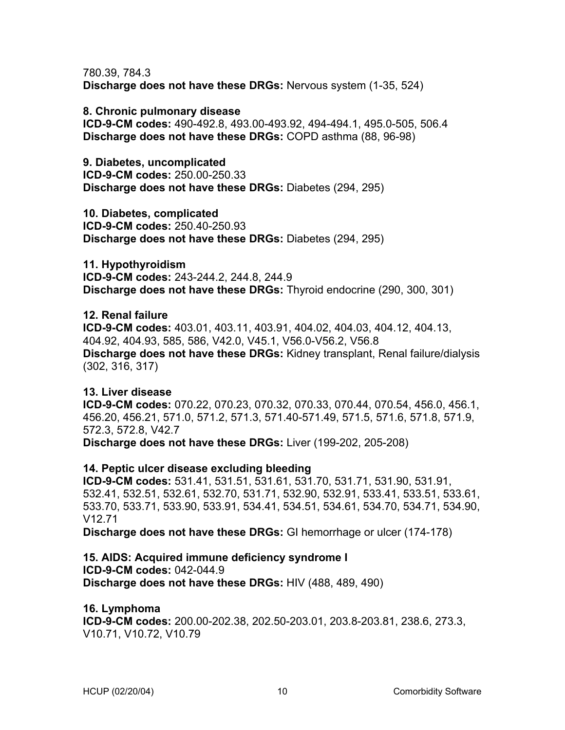780.39, 784.3
**Discharge does not have these DRGs:** Nervous system (1-35, 524)

**8. Chronic pulmonary disease**
**ICD-9-CM codes:** 490-492.8, 493.00-493.92, 494-494.1, 495.0-505, 506.4
**Discharge does not have these DRGs:** COPD asthma (88, 96-98)

**9. Diabetes, uncomplicated**
**ICD-9-CM codes:** 250.00-250.33
**Discharge does not have these DRGs:** Diabetes (294, 295)

**10. Diabetes, complicated**
**ICD-9-CM codes:** 250.40-250.93
**Discharge does not have these DRGs:** Diabetes (294, 295)

**11. Hypothyroidism**
**ICD-9-CM codes:** 243-244.2, 244.8, 244.9
**Discharge does not have these DRGs:** Thyroid endocrine (290, 300, 301)

**12. Renal failure**
**ICD-9-CM codes:** 403.01, 403.11, 403.91, 404.02, 404.03, 404.12, 404.13, 404.92, 404.93, 585, 586, V42.0, V45.1, V56.0-V56.2, V56.8
**Discharge does not have these DRGs:** Kidney transplant, Renal failure/dialysis (302, 316, 317)

**13. Liver disease**
**ICD-9-CM codes:** 070.22, 070.23, 070.32, 070.33, 070.44, 070.54, 456.0, 456.1, 456.20, 456.21, 571.0, 571.2, 571.3, 571.40-571.49, 571.5, 571.6, 571.8, 571.9, 572.3, 572.8, V42.7
**Discharge does not have these DRGs:** Liver (199-202, 205-208)

**14. Peptic ulcer disease excluding bleeding**
**ICD-9-CM codes:** 531.41, 531.51, 531.61, 531.70, 531.71, 531.90, 531.91, 532.41, 532.51, 532.61, 532.70, 531.71, 532.90, 532.91, 533.41, 533.51, 533.61, 533.70, 533.71, 533.90, 533.91, 534.41, 534.51, 534.61, 534.70, 534.71, 534.90, V12.71
**Discharge does not have these DRGs:** GI hemorrhage or ulcer (174-178)

**15. AIDS: Acquired immune deficiency syndrome I**
**ICD-9-CM codes:** 042-044.9
**Discharge does not have these DRGs:** HIV (488, 489, 490)

**16. Lymphoma**
**ICD-9-CM codes:** 200.00-202.38, 202.50-203.01, 203.8-203.81, 238.6, 273.3, V10.71, V10.72, V10.79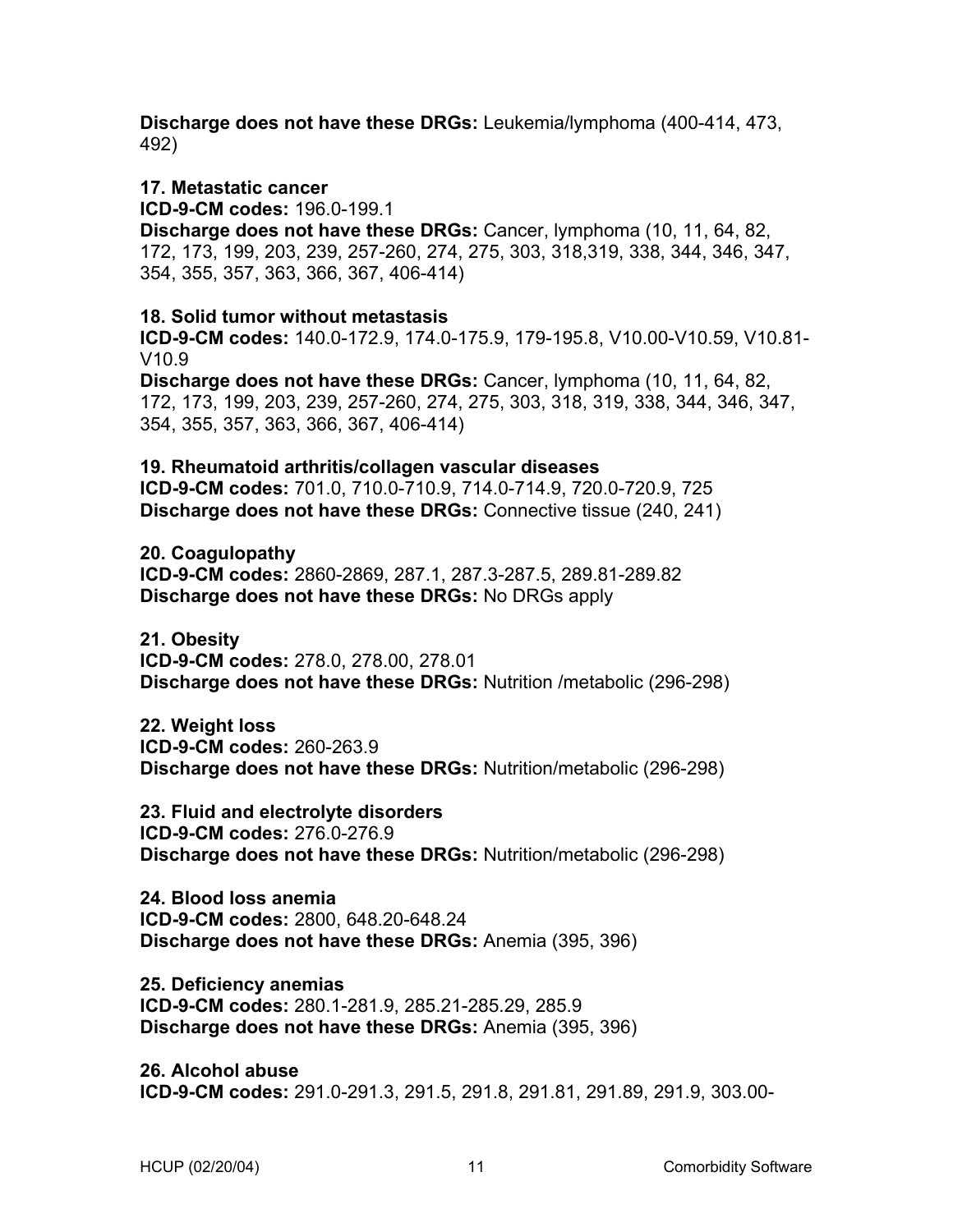**Discharge does not have these DRGs:** Leukemia/lymphoma (400-414, 473, 492)

**17. Metastatic cancer**
**ICD-9-CM codes:** 196.0-199.1
**Discharge does not have these DRGs:** Cancer, lymphoma (10, 11, 64, 82, 172, 173, 199, 203, 239, 257-260, 274, 275, 303, 318,319, 338, 344, 346, 347, 354, 355, 357, 363, 366, 367, 406-414)

**18. Solid tumor without metastasis**
**ICD-9-CM codes:** 140.0-172.9, 174.0-175.9, 179-195.8, V10.00-V10.59, V10.81-V10.9
**Discharge does not have these DRGs:** Cancer, lymphoma (10, 11, 64, 82, 172, 173, 199, 203, 239, 257-260, 274, 275, 303, 318, 319, 338, 344, 346, 347, 354, 355, 357, 363, 366, 367, 406-414)

**19. Rheumatoid arthritis/collagen vascular diseases**
**ICD-9-CM codes:** 701.0, 710.0-710.9, 714.0-714.9, 720.0-720.9, 725
**Discharge does not have these DRGs:** Connective tissue (240, 241)

**20. Coagulopathy**
**ICD-9-CM codes:** 2860-2869, 287.1, 287.3-287.5, 289.81-289.82
**Discharge does not have these DRGs:** No DRGs apply

**21. Obesity**
**ICD-9-CM codes:** 278.0, 278.00, 278.01
**Discharge does not have these DRGs:** Nutrition /metabolic (296-298)

**22. Weight loss**
**ICD-9-CM codes:** 260-263.9
**Discharge does not have these DRGs:** Nutrition/metabolic (296-298)

**23. Fluid and electrolyte disorders**
**ICD-9-CM codes:** 276.0-276.9
**Discharge does not have these DRGs:** Nutrition/metabolic (296-298)

**24. Blood loss anemia**
**ICD-9-CM codes:** 2800, 648.20-648.24
**Discharge does not have these DRGs:** Anemia (395, 396)

**25. Deficiency anemias**
**ICD-9-CM codes:** 280.1-281.9, 285.21-285.29, 285.9
**Discharge does not have these DRGs:** Anemia (395, 396)

**26. Alcohol abuse**
**ICD-9-CM codes:** 291.0-291.3, 291.5, 291.8, 291.81, 291.89, 291.9, 303.00-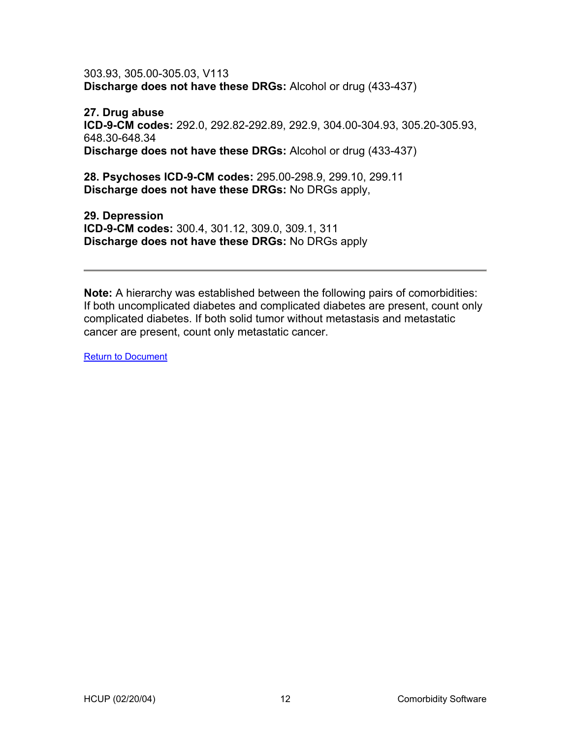303.93, 305.00-305.03, V113
**Discharge does not have these DRGs:** Alcohol or drug (433-437)

**27. Drug abuse**
**ICD-9-CM codes:** 292.0, 292.82-292.89, 292.9, 304.00-304.93, 305.20-305.93, 648.30-648.34
**Discharge does not have these DRGs:** Alcohol or drug (433-437)

**28. Psychoses ICD-9-CM codes:** 295.00-298.9, 299.10, 299.11
**Discharge does not have these DRGs:** No DRGs apply,

**29. Depression**
**ICD-9-CM codes:** 300.4, 301.12, 309.0, 309.1, 311
**Discharge does not have these DRGs:** No DRGs apply

---

**Note:** A hierarchy was established between the following pairs of comorbidities: If both uncomplicated diabetes and complicated diabetes are present, count only complicated diabetes. If both solid tumor without metastasis and metastatic cancer are present, count only metastatic cancer.

Return to Document